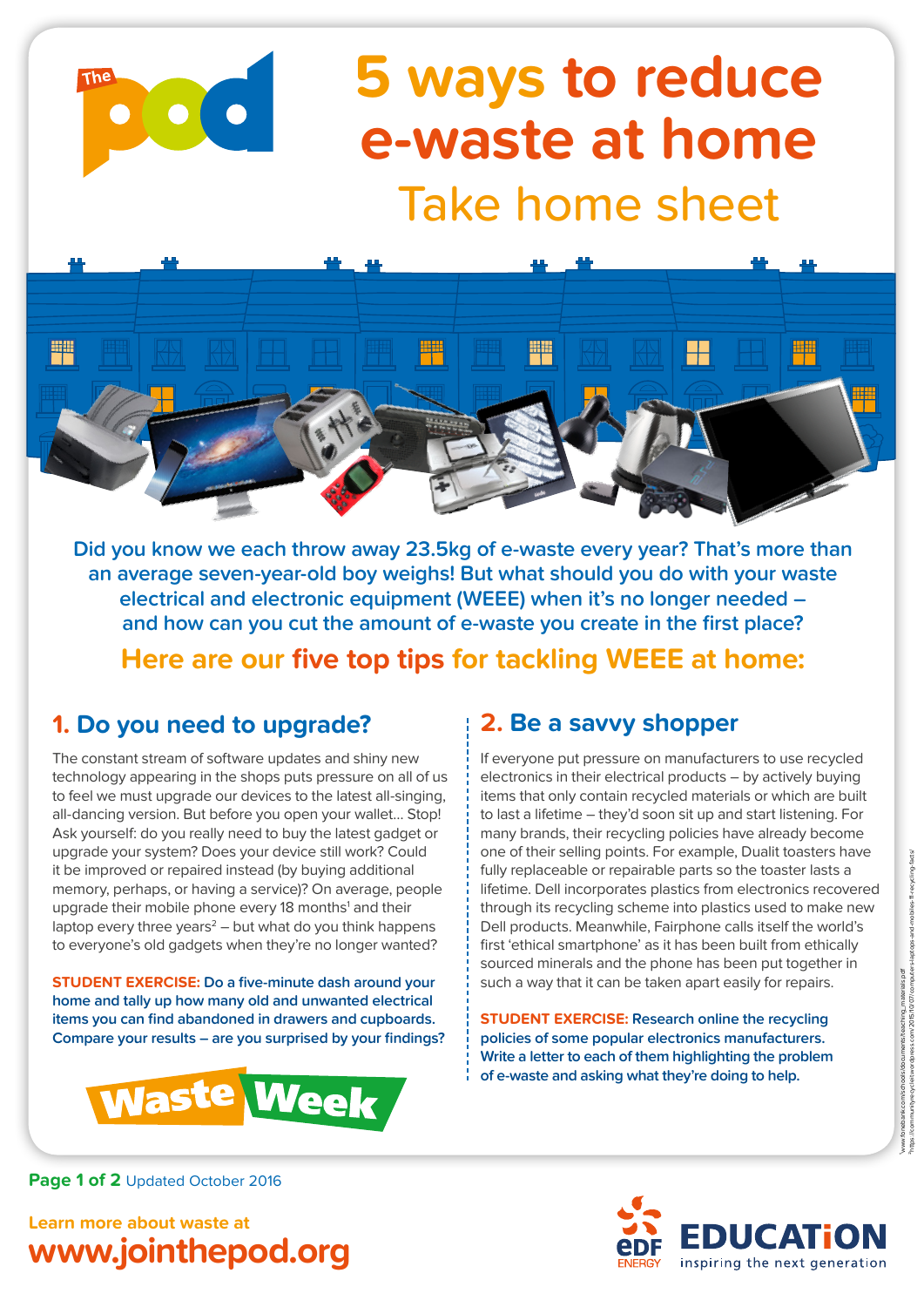# 5 ways to reduce e-waste at home

## Take home sheet

**Did you know we each throw away 23.5kg of e-waste every year? That's more than an average seven-year-old boy weighs! But what should you do with your waste electrical and electronic equipment (WEEE) when it's no longer needed – and how can you cut the amount of e-waste you create in the first place?**

**Here are our five top tips for tackling WEEE at home:**

### 1. Do you need to upgrade?

The constant stream of software updates and shiny new technology appearing in the shops puts pressure on all of us to feel we must upgrade our devices to the latest all-singing, all-dancing version. But before you open your wallet... Stop! Ask yourself: do you really need to buy the latest gadget or upgrade your system? Does your device still work? Could it be improved or repaired instead (by buying additional memory, perhaps, or having a service)? On average, people upgrade their mobile phone every 18 months[1] and their laptop every three years[2] – but what do you think happens to everyone's old gadgets when they're no longer wanted?

**STUDENT EXERCISE:** Do a five-minute dash around your home and tally up how many old and unwanted electrical items you can find abandoned in drawers and cupboards. Compare your results – are you surprised by your findings?

### 2. Be a savvy shopper

If everyone put pressure on manufacturers to use recycled electronics in their electrical products – by actively buying items that only contain recycled materials or which are built to last a lifetime – they'd soon sit up and start listening. For many brands, their recycling policies have already become one of their selling points. For example, Dualit toasters have fully replaceable or repairable parts so the toaster lasts a lifetime. Dell incorporates plastics from electronics recovered through its recycling scheme into plastics used to make new Dell products. Meanwhile, Fairphone calls itself the world's first 'ethical smartphone' as it has been built from ethically sourced minerals and the phone has been put together in such a way that it can be taken apart easily for repairs.

**STUDENT EXERCISE:** Research online the recycling policies of some popular electronics manufacturers. Write a letter to each of them highlighting the problem of e-waste and asking what they're doing to help.

Waste Week

Updated October 2016

Learn more about waste at **www.jointhepod.org**

[1] www.foodbank.com/schools/documents/teaching_materials.pdf
[2] https://communityrecycleit.wordpress.com/2015/10/07/computers-laptops-and-mobiles-ft-recycling-facts/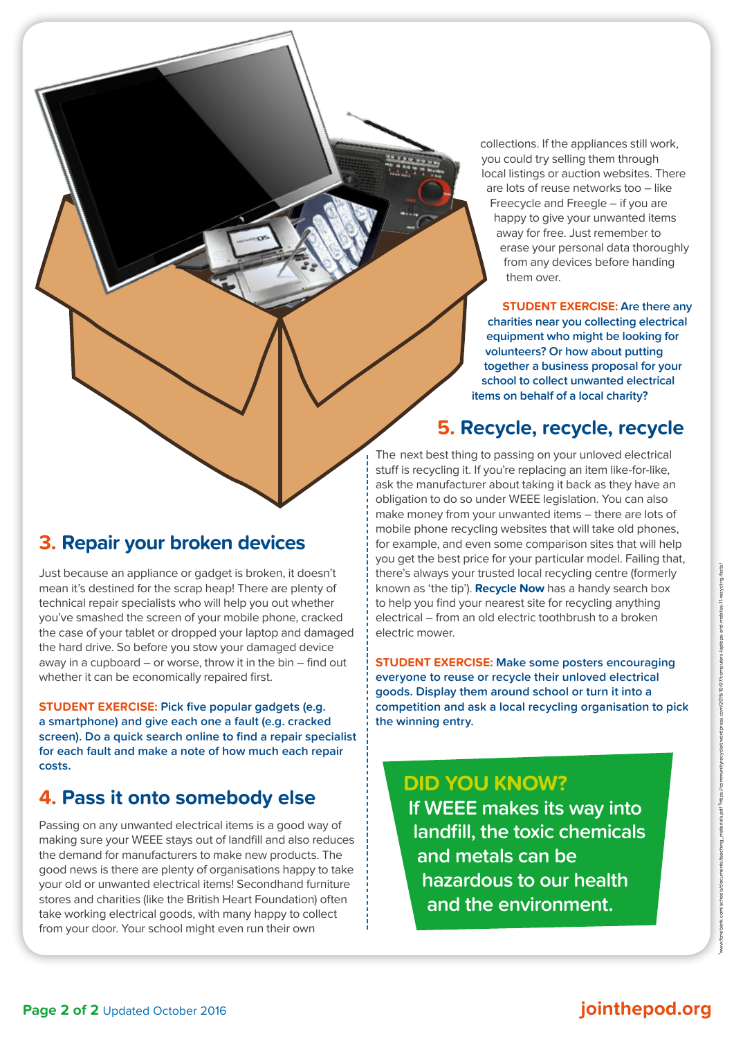## 3. Repair your broken devices

Just because an appliance or gadget is broken, it doesn't mean it's destined for the scrap heap! There are plenty of technical repair specialists who will help you out whether you've smashed the screen of your mobile phone, cracked the case of your tablet or dropped your laptop and damaged the hard drive. So before you stow your damaged device away in a cupboard – or worse, throw it in the bin – find out whether it can be economically repaired first.

**STUDENT EXERCISE:** Pick five popular gadgets (e.g. a smartphone) and give each one a fault (e.g. cracked screen). Do a quick search online to find a repair specialist for each fault and make a note of how much each repair costs.

## 4. Pass it onto somebody else

Passing on any unwanted electrical items is a good way of making sure your WEEE stays out of landfill and also reduces the demand for manufacturers to make new products. The good news is there are plenty of organisations happy to take your old or unwanted electrical items! Secondhand furniture stores and charities (like the British Heart Foundation) often take working electrical goods, with many happy to collect from your door. Your school might even run their own collections. If the appliances still work, you could try selling them through local listings or auction websites. There are lots of reuse networks too – like Freecycle and Freegle – if you are happy to give your unwanted items away for free. Just remember to erase your personal data thoroughly from any devices before handing them over.

**STUDENT EXERCISE:** Are there any charities near you collecting electrical equipment who might be looking for volunteers? Or how about putting together a business proposal for your school to collect unwanted electrical items on behalf of a local charity?

## 5. Recycle, recycle, recycle

The next best thing to passing on your unloved electrical stuff is recycling it. If you're replacing an item like-for-like, ask the manufacturer about taking it back as they have an obligation to do so under WEEE legislation. You can also make money from your unwanted items – there are lots of mobile phone recycling websites that will take old phones, for example, and even some comparison sites that will help you get the best price for your particular model. Failing that, there's always your trusted local recycling centre (formerly known as 'the tip'). **Recycle Now** has a handy search box to help you find your nearest site for recycling anything electrical – from an old electric toothbrush to a broken electric mower.

**STUDENT EXERCISE:** Make some posters encouraging everyone to reuse or recycle their unloved electrical goods. Display them around school or turn it into a competition and ask a local recycling organisation to pick the winning entry.

**DID YOU KNOW?**
If WEEE makes its way into landfill, the toxic chemicals and metals can be hazardous to our health and the environment.